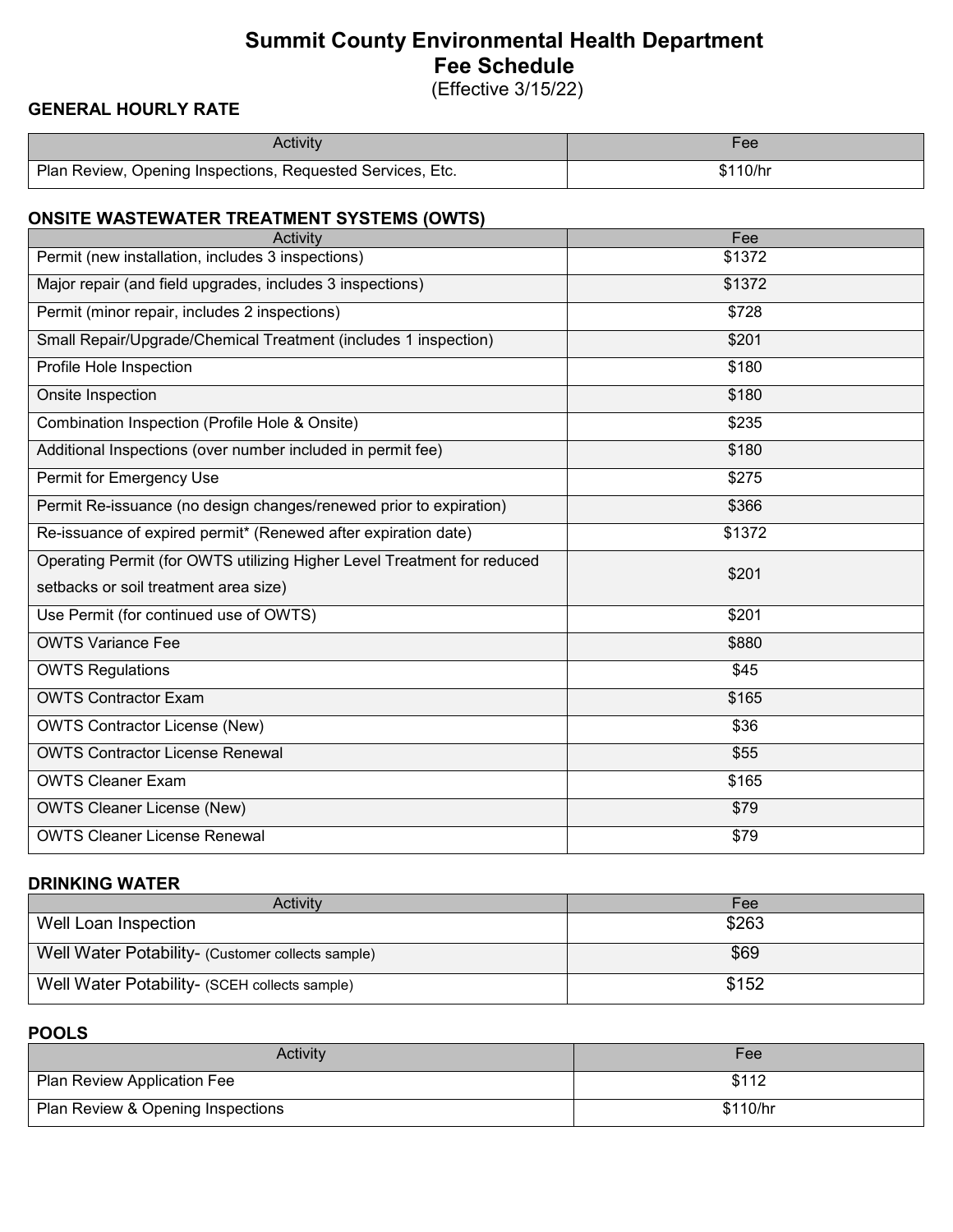# Summit County Environmental Health Department
# Fee Schedule

(Effective 3/15/22)

## GENERAL HOURLY RATE

| Activity | Fee |
|---|---|
| Plan Review, Opening Inspections, Requested Services, Etc. | $110/hr |

## ONSITE WASTEWATER TREATMENT SYSTEMS (OWTS)

| Activity | Fee |
|---|---|
| Permit (new installation, includes 3 inspections) | $1372 |
| Major repair (and field upgrades, includes 3 inspections) | $1372 |
| Permit (minor repair, includes 2 inspections) | $728 |
| Small Repair/Upgrade/Chemical Treatment (includes 1 inspection) | $201 |
| Profile Hole Inspection | $180 |
| Onsite Inspection | $180 |
| Combination Inspection (Profile Hole & Onsite) | $235 |
| Additional Inspections (over number included in permit fee) | $180 |
| Permit for Emergency Use | $275 |
| Permit Re-issuance (no design changes/renewed prior to expiration) | $366 |
| Re-issuance of expired permit* (Renewed after expiration date) | $1372 |
| Operating Permit (for OWTS utilizing Higher Level Treatment for reduced setbacks or soil treatment area size) | $201 |
| Use Permit (for continued use of OWTS) | $201 |
| OWTS Variance Fee | $880 |
| OWTS Regulations | $45 |
| OWTS Contractor Exam | $165 |
| OWTS Contractor License (New) | $36 |
| OWTS Contractor License Renewal | $55 |
| OWTS Cleaner Exam | $165 |
| OWTS Cleaner License (New) | $79 |
| OWTS Cleaner License Renewal | $79 |

## DRINKING WATER

| Activity | Fee |
|---|---|
| Well Loan Inspection | $263 |
| Well Water Potability- (Customer collects sample) | $69 |
| Well Water Potability- (SCEH collects sample) | $152 |

## POOLS

| Activity | Fee |
|---|---|
| Plan Review Application Fee | $112 |
| Plan Review & Opening Inspections | $110/hr |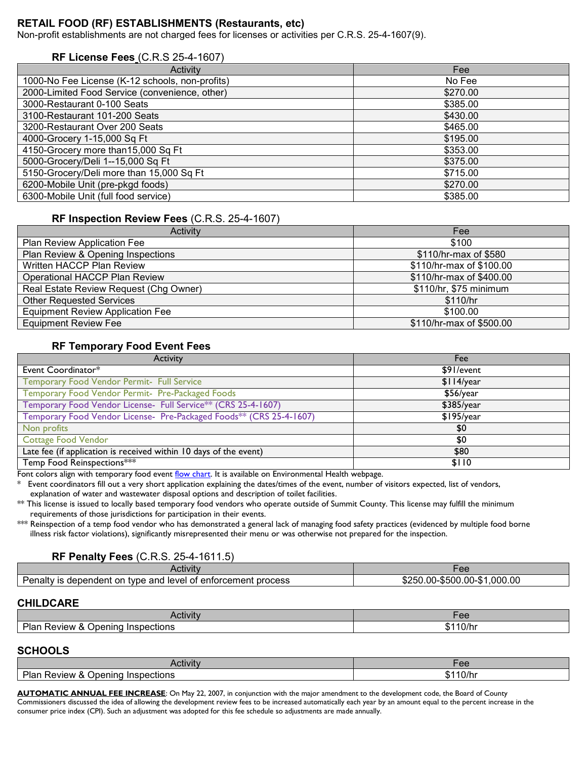## RETAIL FOOD (RF) ESTABLISHMENTS (Restaurants, etc)

Non-profit establishments are not charged fees for licenses or activities per C.R.S. 25-4-1607(9).

### RF License Fees (C.R.S 25-4-1607)

| Activity | Fee |
|---|---|
| 1000-No Fee License (K-12 schools, non-profits) | No Fee |
| 2000-Limited Food Service (convenience, other) | $270.00 |
| 3000-Restaurant 0-100 Seats | $385.00 |
| 3100-Restaurant 101-200 Seats | $430.00 |
| 3200-Restaurant Over 200 Seats | $465.00 |
| 4000-Grocery 1-15,000 Sq Ft | $195.00 |
| 4150-Grocery more than15,000 Sq Ft | $353.00 |
| 5000-Grocery/Deli 1--15,000 Sq Ft | $375.00 |
| 5150-Grocery/Deli more than 15,000 Sq Ft | $715.00 |
| 6200-Mobile Unit (pre-pkgd foods) | $270.00 |
| 6300-Mobile Unit (full food service) | $385.00 |

### RF Inspection Review Fees (C.R.S. 25-4-1607)

| Activity | Fee |
|---|---|
| Plan Review Application Fee | $100 |
| Plan Review & Opening Inspections | $110/hr-max of $580 |
| Written HACCP Plan Review | $110/hr-max of $100.00 |
| Operational HACCP Plan Review | $110/hr-max of $400.00 |
| Real Estate Review Request (Chg Owner) | $110/hr, $75 minimum |
| Other Requested Services | $110/hr |
| Equipment Review Application Fee | $100.00 |
| Equipment Review Fee | $110/hr-max of $500.00 |

### RF Temporary Food Event Fees

| Activity | Fee |
|---|---|
| Event Coordinator* | $91/event |
| Temporary Food Vendor Permit- Full Service | $114/year |
| Temporary Food Vendor Permit- Pre-Packaged Foods | $56/year |
| Temporary Food Vendor License- Full Service** (CRS 25-4-1607) | $385/year |
| Temporary Food Vendor License- Pre-Packaged Foods** (CRS 25-4-1607) | $195/year |
| Non profits | $0 |
| Cottage Food Vendor | $0 |
| Late fee (if application is received within 10 days of the event) | $80 |
| Temp Food Reinspections*** | $110 |

Font colors align with temporary food event flow chart. It is available on Environmental Health webpage.

\* Event coordinators fill out a very short application explaining the dates/times of the event, number of visitors expected, list of vendors, explanation of water and wastewater disposal options and description of toilet facilities.

** This license is issued to locally based temporary food vendors who operate outside of Summit County. This license may fulfill the minimum requirements of those jurisdictions for participation in their events.

*** Reinspection of a temp food vendor who has demonstrated a general lack of managing food safety practices (evidenced by multiple food borne illness risk factor violations), significantly misrepresented their menu or was otherwise not prepared for the inspection.

### RF Penalty Fees (C.R.S. 25-4-1611.5)

| Activity | Fee |
|---|---|
| Penalty is dependent on type and level of enforcement process | $250.00-$500.00-$1,000.00 |

## CHILDCARE

| Activity | Fee |
|---|---|
| Plan Review & Opening Inspections | $110/hr |

## SCHOOLS

| Activity | Fee |
|---|---|
| Plan Review & Opening Inspections | $110/hr |

**AUTOMATIC ANNUAL FEE INCREASE**: On May 22, 2007, in conjunction with the major amendment to the development code, the Board of County Commissioners discussed the idea of allowing the development review fees to be increased automatically each year by an amount equal to the percent increase in the consumer price index (CPI). Such an adjustment was adopted for this fee schedule so adjustments are made annually.